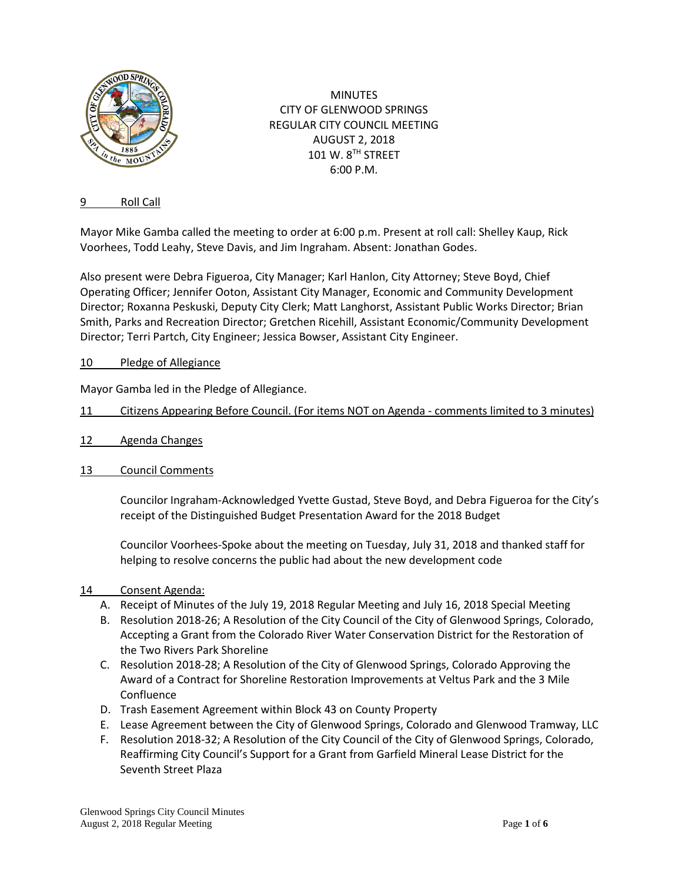MINUTES
CITY OF GLENWOOD SPRINGS
REGULAR CITY COUNCIL MEETING
AUGUST 2, 2018
101 W. 8TH STREET
6:00 P.M.

## 9 Roll Call

Mayor Mike Gamba called the meeting to order at 6:00 p.m. Present at roll call: Shelley Kaup, Rick Voorhees, Todd Leahy, Steve Davis, and Jim Ingraham. Absent: Jonathan Godes.

Also present were Debra Figueroa, City Manager; Karl Hanlon, City Attorney; Steve Boyd, Chief Operating Officer; Jennifer Ooton, Assistant City Manager, Economic and Community Development Director; Roxanna Peskuski, Deputy City Clerk; Matt Langhorst, Assistant Public Works Director; Brian Smith, Parks and Recreation Director; Gretchen Ricehill, Assistant Economic/Community Development Director; Terri Partch, City Engineer; Jessica Bowser, Assistant City Engineer.

## 10 Pledge of Allegiance

Mayor Gamba led in the Pledge of Allegiance.

## 11 Citizens Appearing Before Council. (For items NOT on Agenda - comments limited to 3 minutes)

## 12 Agenda Changes

## 13 Council Comments

Councilor Ingraham-Acknowledged Yvette Gustad, Steve Boyd, and Debra Figueroa for the City's receipt of the Distinguished Budget Presentation Award for the 2018 Budget

Councilor Voorhees-Spoke about the meeting on Tuesday, July 31, 2018 and thanked staff for helping to resolve concerns the public had about the new development code

## 14 Consent Agenda:

A. Receipt of Minutes of the July 19, 2018 Regular Meeting and July 16, 2018 Special Meeting
B. Resolution 2018-26; A Resolution of the City Council of the City of Glenwood Springs, Colorado, Accepting a Grant from the Colorado River Water Conservation District for the Restoration of the Two Rivers Park Shoreline
C. Resolution 2018-28; A Resolution of the City of Glenwood Springs, Colorado Approving the Award of a Contract for Shoreline Restoration Improvements at Veltus Park and the 3 Mile Confluence
D. Trash Easement Agreement within Block 43 on County Property
E. Lease Agreement between the City of Glenwood Springs, Colorado and Glenwood Tramway, LLC
F. Resolution 2018-32; A Resolution of the City Council of the City of Glenwood Springs, Colorado, Reaffirming City Council's Support for a Grant from Garfield Mineral Lease District for the Seventh Street Plaza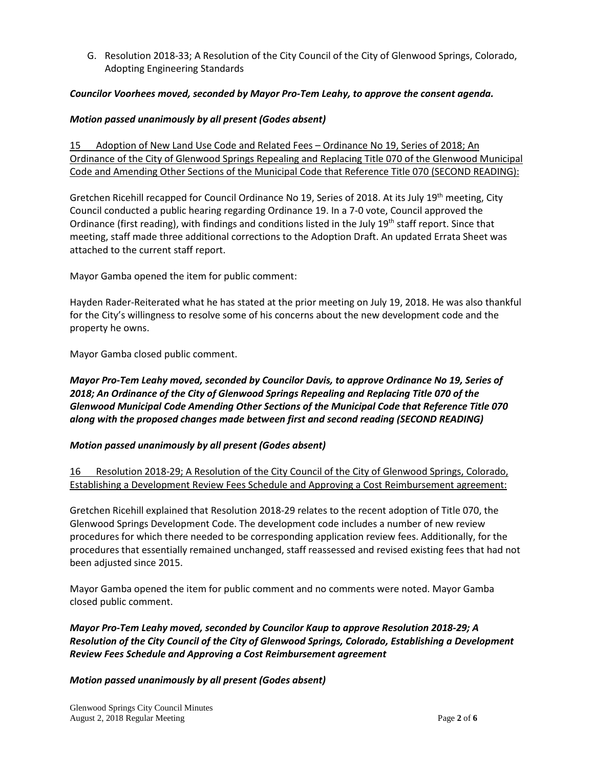G. Resolution 2018-33; A Resolution of the City Council of the City of Glenwood Springs, Colorado, Adopting Engineering Standards

***Councilor Voorhees moved, seconded by Mayor Pro-Tem Leahy, to approve the consent agenda.***

***Motion passed unanimously by all present (Godes absent)***

15 Adoption of New Land Use Code and Related Fees – Ordinance No 19, Series of 2018; An Ordinance of the City of Glenwood Springs Repealing and Replacing Title 070 of the Glenwood Municipal Code and Amending Other Sections of the Municipal Code that Reference Title 070 (SECOND READING):

Gretchen Ricehill recapped for Council Ordinance No 19, Series of 2018. At its July 19th meeting, City Council conducted a public hearing regarding Ordinance 19. In a 7-0 vote, Council approved the Ordinance (first reading), with findings and conditions listed in the July 19th staff report. Since that meeting, staff made three additional corrections to the Adoption Draft. An updated Errata Sheet was attached to the current staff report.

Mayor Gamba opened the item for public comment:

Hayden Rader-Reiterated what he has stated at the prior meeting on July 19, 2018. He was also thankful for the City's willingness to resolve some of his concerns about the new development code and the property he owns.

Mayor Gamba closed public comment.

***Mayor Pro-Tem Leahy moved, seconded by Councilor Davis, to approve Ordinance No 19, Series of 2018; An Ordinance of the City of Glenwood Springs Repealing and Replacing Title 070 of the Glenwood Municipal Code Amending Other Sections of the Municipal Code that Reference Title 070 along with the proposed changes made between first and second reading (SECOND READING)***

***Motion passed unanimously by all present (Godes absent)***

16 Resolution 2018-29; A Resolution of the City Council of the City of Glenwood Springs, Colorado, Establishing a Development Review Fees Schedule and Approving a Cost Reimbursement agreement:

Gretchen Ricehill explained that Resolution 2018-29 relates to the recent adoption of Title 070, the Glenwood Springs Development Code. The development code includes a number of new review procedures for which there needed to be corresponding application review fees. Additionally, for the procedures that essentially remained unchanged, staff reassessed and revised existing fees that had not been adjusted since 2015.

Mayor Gamba opened the item for public comment and no comments were noted. Mayor Gamba closed public comment.

***Mayor Pro-Tem Leahy moved, seconded by Councilor Kaup to approve Resolution 2018-29; A Resolution of the City Council of the City of Glenwood Springs, Colorado, Establishing a Development Review Fees Schedule and Approving a Cost Reimbursement agreement***

***Motion passed unanimously by all present (Godes absent)***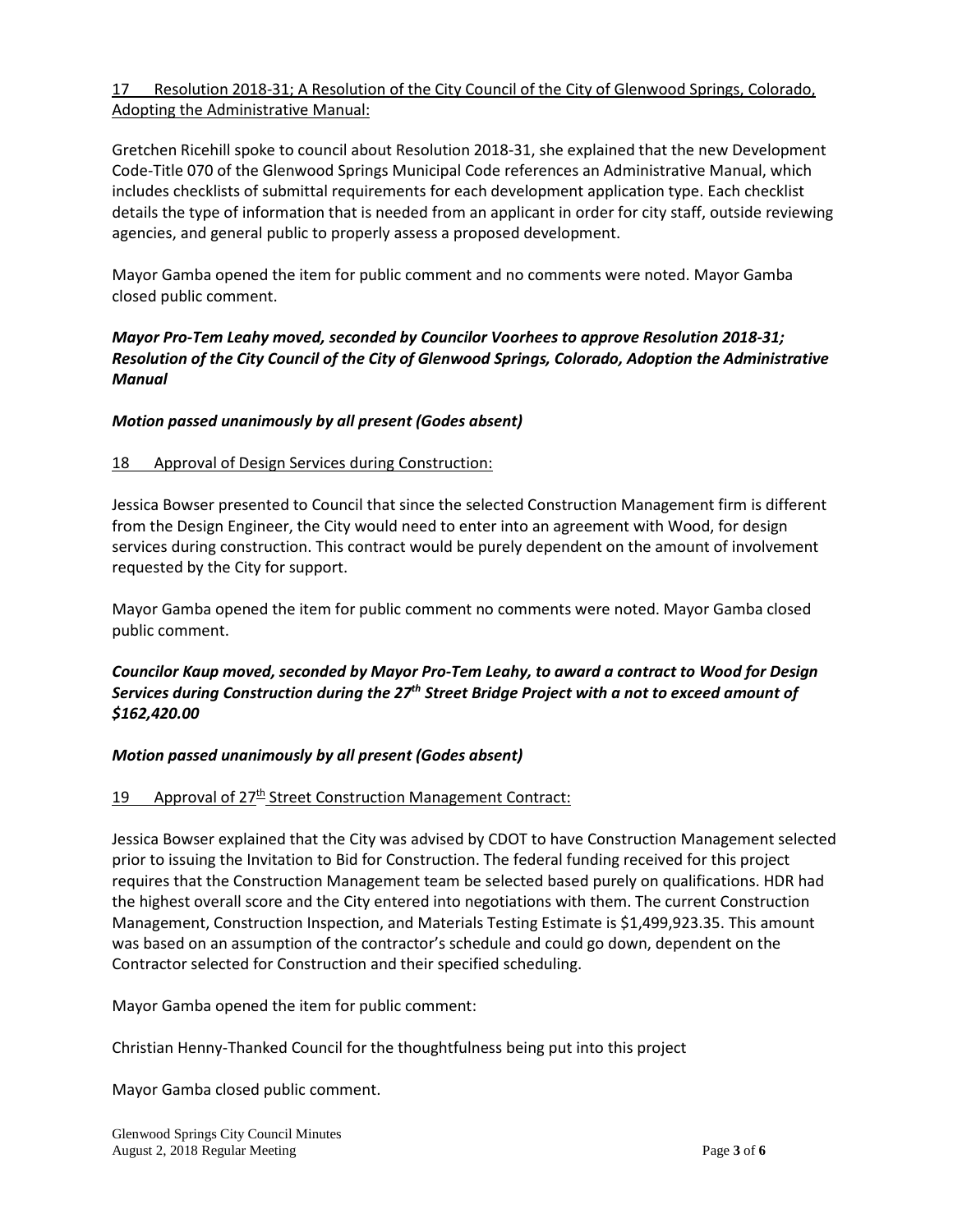17 Resolution 2018-31; A Resolution of the City Council of the City of Glenwood Springs, Colorado, Adopting the Administrative Manual:

Gretchen Ricehill spoke to council about Resolution 2018-31, she explained that the new Development Code-Title 070 of the Glenwood Springs Municipal Code references an Administrative Manual, which includes checklists of submittal requirements for each development application type. Each checklist details the type of information that is needed from an applicant in order for city staff, outside reviewing agencies, and general public to properly assess a proposed development.

Mayor Gamba opened the item for public comment and no comments were noted. Mayor Gamba closed public comment.

***Mayor Pro-Tem Leahy moved, seconded by Councilor Voorhees to approve Resolution 2018-31; Resolution of the City Council of the City of Glenwood Springs, Colorado, Adoption the Administrative Manual***

***Motion passed unanimously by all present (Godes absent)***

18 Approval of Design Services during Construction:

Jessica Bowser presented to Council that since the selected Construction Management firm is different from the Design Engineer, the City would need to enter into an agreement with Wood, for design services during construction. This contract would be purely dependent on the amount of involvement requested by the City for support.

Mayor Gamba opened the item for public comment no comments were noted. Mayor Gamba closed public comment.

***Councilor Kaup moved, seconded by Mayor Pro-Tem Leahy, to award a contract to Wood for Design Services during Construction during the 27th Street Bridge Project with a not to exceed amount of $162,420.00***

***Motion passed unanimously by all present (Godes absent)***

19 Approval of 27th Street Construction Management Contract:

Jessica Bowser explained that the City was advised by CDOT to have Construction Management selected prior to issuing the Invitation to Bid for Construction. The federal funding received for this project requires that the Construction Management team be selected based purely on qualifications. HDR had the highest overall score and the City entered into negotiations with them. The current Construction Management, Construction Inspection, and Materials Testing Estimate is $1,499,923.35. This amount was based on an assumption of the contractor's schedule and could go down, dependent on the Contractor selected for Construction and their specified scheduling.

Mayor Gamba opened the item for public comment:

Christian Henny-Thanked Council for the thoughtfulness being put into this project

Mayor Gamba closed public comment.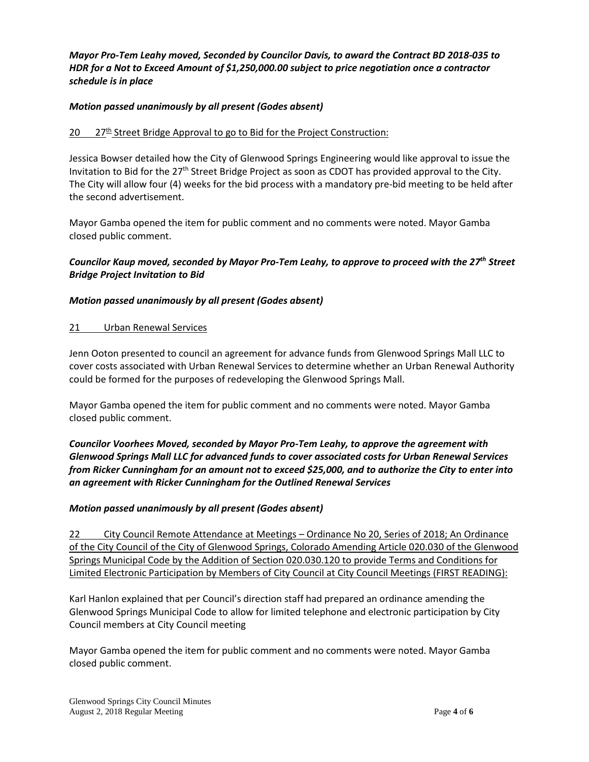***Mayor Pro-Tem Leahy moved, Seconded by Councilor Davis, to award the Contract BD 2018-035 to HDR for a Not to Exceed Amount of $1,250,000.00 subject to price negotiation once a contractor schedule is in place***

***Motion passed unanimously by all present (Godes absent)***

<u>20 27th Street Bridge Approval to go to Bid for the Project Construction:</u>

Jessica Bowser detailed how the City of Glenwood Springs Engineering would like approval to issue the Invitation to Bid for the 27th Street Bridge Project as soon as CDOT has provided approval to the City. The City will allow four (4) weeks for the bid process with a mandatory pre-bid meeting to be held after the second advertisement.

Mayor Gamba opened the item for public comment and no comments were noted. Mayor Gamba closed public comment.

***Councilor Kaup moved, seconded by Mayor Pro-Tem Leahy, to approve to proceed with the 27th Street Bridge Project Invitation to Bid***

***Motion passed unanimously by all present (Godes absent)***

<u>21 Urban Renewal Services</u>

Jenn Ooton presented to council an agreement for advance funds from Glenwood Springs Mall LLC to cover costs associated with Urban Renewal Services to determine whether an Urban Renewal Authority could be formed for the purposes of redeveloping the Glenwood Springs Mall.

Mayor Gamba opened the item for public comment and no comments were noted. Mayor Gamba closed public comment.

***Councilor Voorhees Moved, seconded by Mayor Pro-Tem Leahy, to approve the agreement with Glenwood Springs Mall LLC for advanced funds to cover associated costs for Urban Renewal Services from Ricker Cunningham for an amount not to exceed $25,000, and to authorize the City to enter into an agreement with Ricker Cunningham for the Outlined Renewal Services***

***Motion passed unanimously by all present (Godes absent)***

<u>22 City Council Remote Attendance at Meetings – Ordinance No 20, Series of 2018; An Ordinance of the City Council of the City of Glenwood Springs, Colorado Amending Article 020.030 of the Glenwood Springs Municipal Code by the Addition of Section 020.030.120 to provide Terms and Conditions for Limited Electronic Participation by Members of City Council at City Council Meetings (FIRST READING):</u>

Karl Hanlon explained that per Council's direction staff had prepared an ordinance amending the Glenwood Springs Municipal Code to allow for limited telephone and electronic participation by City Council members at City Council meeting

Mayor Gamba opened the item for public comment and no comments were noted. Mayor Gamba closed public comment.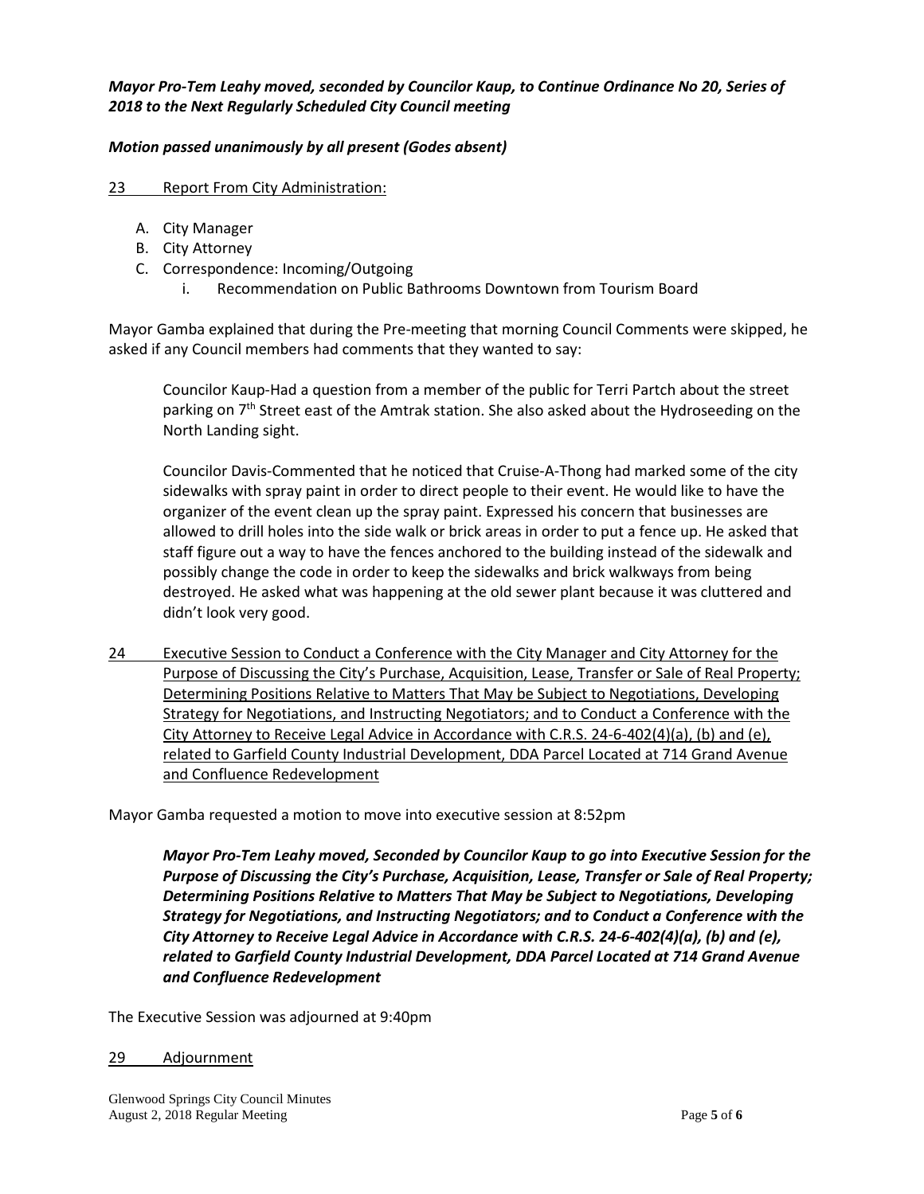***Mayor Pro-Tem Leahy moved, seconded by Councilor Kaup, to Continue Ordinance No 20, Series of 2018 to the Next Regularly Scheduled City Council meeting***

***Motion passed unanimously by all present (Godes absent)***

<u>23 Report From City Administration:</u>

A. City Manager
B. City Attorney
C. Correspondence: Incoming/Outgoing
    i. Recommendation on Public Bathrooms Downtown from Tourism Board

Mayor Gamba explained that during the Pre-meeting that morning Council Comments were skipped, he asked if any Council members had comments that they wanted to say:

> Councilor Kaup-Had a question from a member of the public for Terri Partch about the street parking on 7th Street east of the Amtrak station. She also asked about the Hydroseeding on the North Landing sight.
>
> Councilor Davis-Commented that he noticed that Cruise-A-Thong had marked some of the city sidewalks with spray paint in order to direct people to their event. He would like to have the organizer of the event clean up the spray paint. Expressed his concern that businesses are allowed to drill holes into the side walk or brick areas in order to put a fence up. He asked that staff figure out a way to have the fences anchored to the building instead of the sidewalk and possibly change the code in order to keep the sidewalks and brick walkways from being destroyed. He asked what was happening at the old sewer plant because it was cluttered and didn't look very good.

<u>24 Executive Session to Conduct a Conference with the City Manager and City Attorney for the Purpose of Discussing the City's Purchase, Acquisition, Lease, Transfer or Sale of Real Property; Determining Positions Relative to Matters That May be Subject to Negotiations, Developing Strategy for Negotiations, and Instructing Negotiators; and to Conduct a Conference with the City Attorney to Receive Legal Advice in Accordance with C.R.S. 24-6-402(4)(a), (b) and (e), related to Garfield County Industrial Development, DDA Parcel Located at 714 Grand Avenue and Confluence Redevelopment</u>

Mayor Gamba requested a motion to move into executive session at 8:52pm

> ***Mayor Pro-Tem Leahy moved, Seconded by Councilor Kaup to go into Executive Session for the Purpose of Discussing the City's Purchase, Acquisition, Lease, Transfer or Sale of Real Property; Determining Positions Relative to Matters That May be Subject to Negotiations, Developing Strategy for Negotiations, and Instructing Negotiators; and to Conduct a Conference with the City Attorney to Receive Legal Advice in Accordance with C.R.S. 24-6-402(4)(a), (b) and (e), related to Garfield County Industrial Development, DDA Parcel Located at 714 Grand Avenue and Confluence Redevelopment***

The Executive Session was adjourned at 9:40pm

<u>29 Adjournment</u>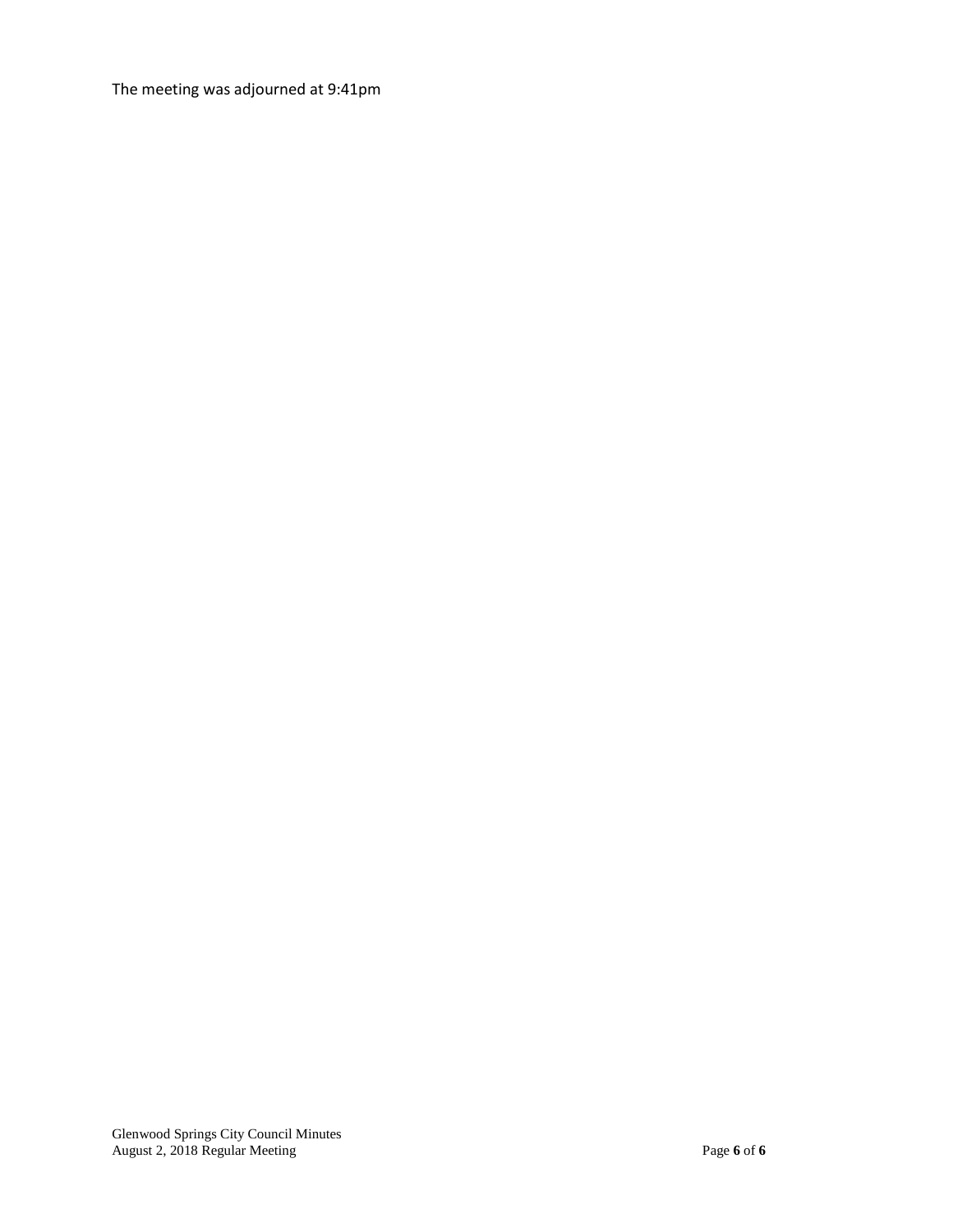The meeting was adjourned at 9:41pm